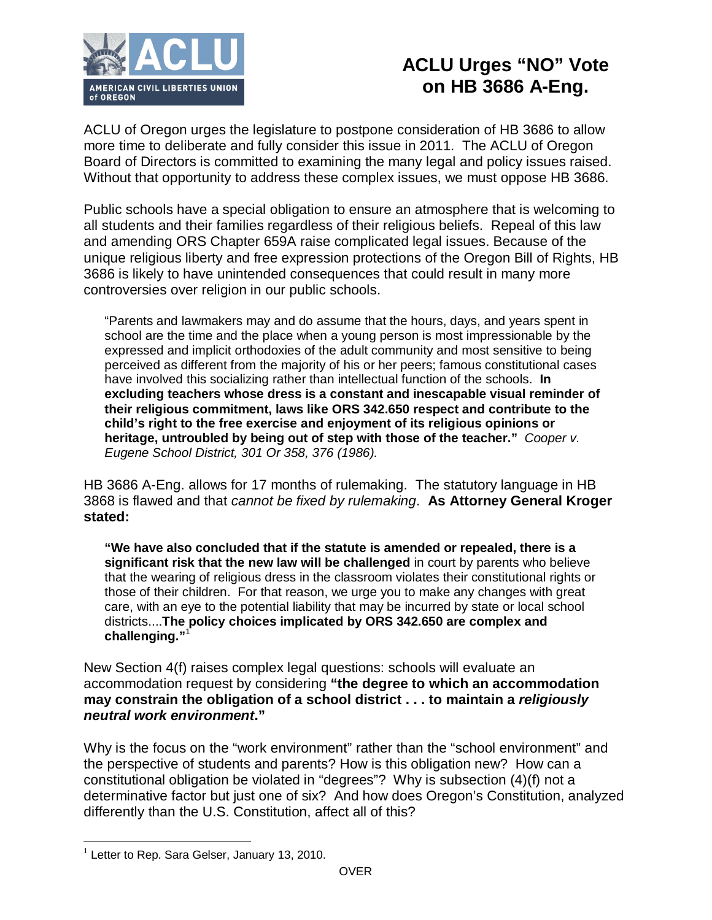ACLU AMERICAN CIVIL LIBERTIES UNION of OREGON

# ACLU Urges "NO" Vote on HB 3686 A-Eng.

ACLU of Oregon urges the legislature to postpone consideration of HB 3686 to allow more time to deliberate and fully consider this issue in 2011. The ACLU of Oregon Board of Directors is committed to examining the many legal and policy issues raised. Without that opportunity to address these complex issues, we must oppose HB 3686.

Public schools have a special obligation to ensure an atmosphere that is welcoming to all students and their families regardless of their religious beliefs. Repeal of this law and amending ORS Chapter 659A raise complicated legal issues. Because of the unique religious liberty and free expression protections of the Oregon Bill of Rights, HB 3686 is likely to have unintended consequences that could result in many more controversies over religion in our public schools.

> "Parents and lawmakers may and do assume that the hours, days, and years spent in school are the time and the place when a young person is most impressionable by the expressed and implicit orthodoxies of the adult community and most sensitive to being perceived as different from the majority of his or her peers; famous constitutional cases have involved this socializing rather than intellectual function of the schools. **In excluding teachers whose dress is a constant and inescapable visual reminder of their religious commitment, laws like ORS 342.650 respect and contribute to the child's right to the free exercise and enjoyment of its religious opinions or heritage, untroubled by being out of step with those of the teacher."** *Cooper v. Eugene School District, 301 Or 358, 376 (1986).*

HB 3686 A-Eng. allows for 17 months of rulemaking. The statutory language in HB 3868 is flawed and that *cannot be fixed by rulemaking*. **As Attorney General Kroger stated:**

> **"We have also concluded that if the statute is amended or repealed, there is a significant risk that the new law will be challenged** in court by parents who believe that the wearing of religious dress in the classroom violates their constitutional rights or those of their children. For that reason, we urge you to make any changes with great care, with an eye to the potential liability that may be incurred by state or local school districts....**The policy choices implicated by ORS 342.650 are complex and challenging."**[1]

New Section 4(f) raises complex legal questions: schools will evaluate an accommodation request by considering **"the degree to which an accommodation may constrain the obligation of a school district . . . to maintain a *religiously neutral work environment*."**

Why is the focus on the "work environment" rather than the "school environment" and the perspective of students and parents? How is this obligation new? How can a constitutional obligation be violated in "degrees"? Why is subsection (4)(f) not a determinative factor but just one of six? And how does Oregon's Constitution, analyzed differently than the U.S. Constitution, affect all of this?

[1] Letter to Rep. Sara Gelser, January 13, 2010.

OVER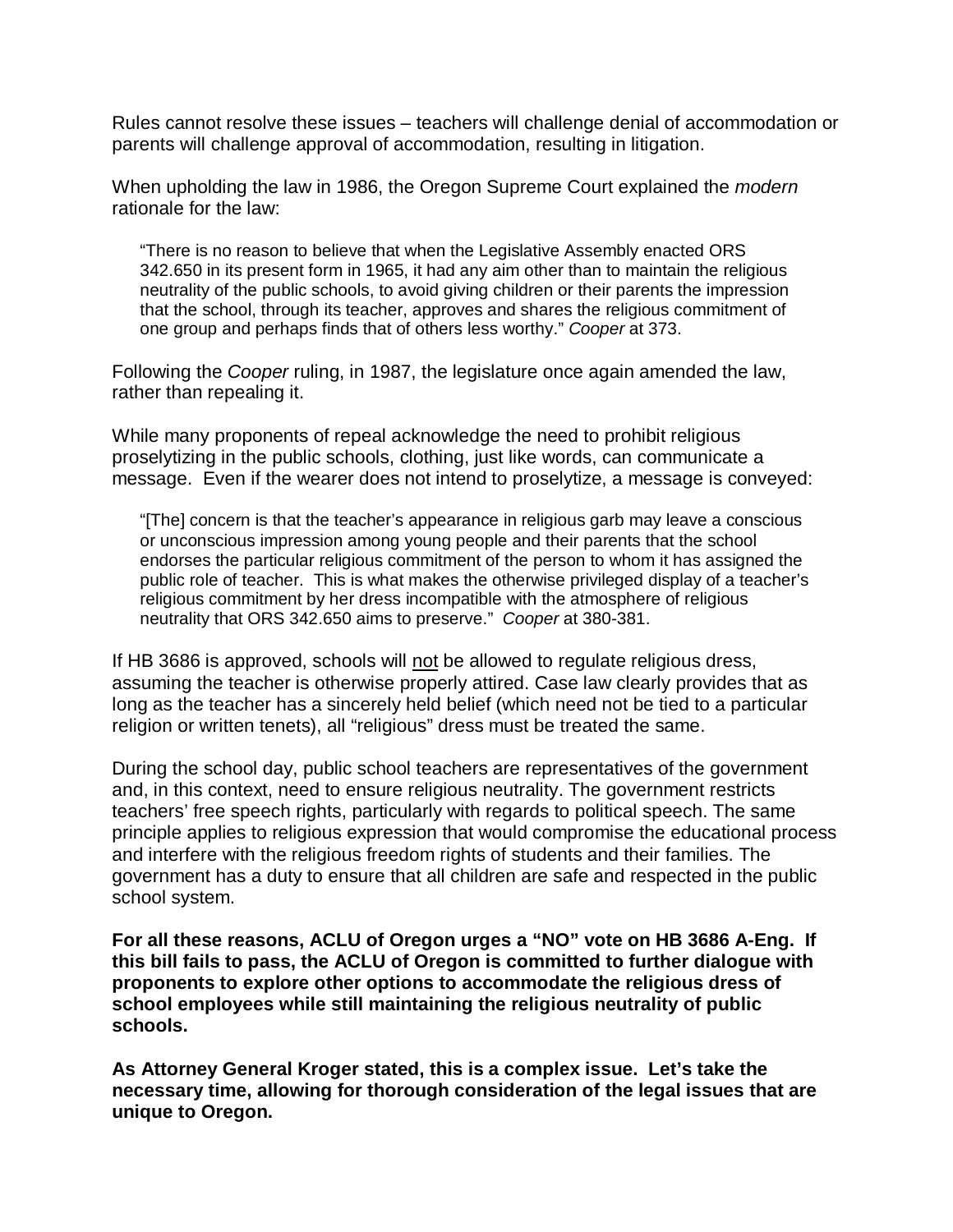Rules cannot resolve these issues – teachers will challenge denial of accommodation or parents will challenge approval of accommodation, resulting in litigation.

When upholding the law in 1986, the Oregon Supreme Court explained the *modern* rationale for the law:

> "There is no reason to believe that when the Legislative Assembly enacted ORS 342.650 in its present form in 1965, it had any aim other than to maintain the religious neutrality of the public schools, to avoid giving children or their parents the impression that the school, through its teacher, approves and shares the religious commitment of one group and perhaps finds that of others less worthy." *Cooper* at 373.

Following the *Cooper* ruling, in 1987, the legislature once again amended the law, rather than repealing it.

While many proponents of repeal acknowledge the need to prohibit religious proselytizing in the public schools, clothing, just like words, can communicate a message. Even if the wearer does not intend to proselytize, a message is conveyed:

> "[The] concern is that the teacher's appearance in religious garb may leave a conscious or unconscious impression among young people and their parents that the school endorses the particular religious commitment of the person to whom it has assigned the public role of teacher. This is what makes the otherwise privileged display of a teacher's religious commitment by her dress incompatible with the atmosphere of religious neutrality that ORS 342.650 aims to preserve." *Cooper* at 380-381.

If HB 3686 is approved, schools will <u>not</u> be allowed to regulate religious dress, assuming the teacher is otherwise properly attired. Case law clearly provides that as long as the teacher has a sincerely held belief (which need not be tied to a particular religion or written tenets), all "religious" dress must be treated the same.

During the school day, public school teachers are representatives of the government and, in this context, need to ensure religious neutrality. The government restricts teachers' free speech rights, particularly with regards to political speech. The same principle applies to religious expression that would compromise the educational process and interfere with the religious freedom rights of students and their families. The government has a duty to ensure that all children are safe and respected in the public school system.

**For all these reasons, ACLU of Oregon urges a "NO" vote on HB 3686 A-Eng. If this bill fails to pass, the ACLU of Oregon is committed to further dialogue with proponents to explore other options to accommodate the religious dress of school employees while still maintaining the religious neutrality of public schools.**

**As Attorney General Kroger stated, this is a complex issue. Let's take the necessary time, allowing for thorough consideration of the legal issues that are unique to Oregon.**